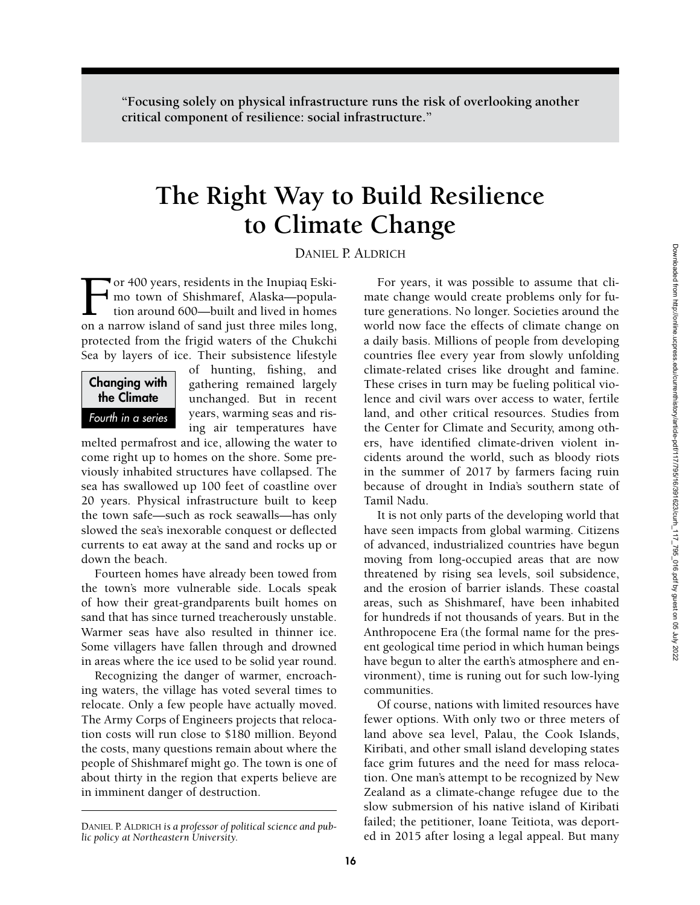"Focusing solely on physical infrastructure runs the risk of overlooking another critical component of resilience: social infrastructure."

# The Right Way to Build Resilience to Climate Change

DANIEL P. ALDRICH

**Changing with the Climate**
*Fourth in a series*

For 400 years, residents in the Inupiaq Eskimo town of Shishmaref, Alaska—population around 600—built and lived in homes on a narrow island of sand just three miles long, protected from the frigid waters of the Chukchi Sea by layers of ice. Their subsistence lifestyle of hunting, fishing, and gathering remained largely unchanged. But in recent years, warming seas and rising air temperatures have melted permafrost and ice, allowing the water to come right up to homes on the shore. Some previously inhabited structures have collapsed. The sea has swallowed up 100 feet of coastline over 20 years. Physical infrastructure built to keep the town safe—such as rock seawalls—has only slowed the sea's inexorable conquest or deflected currents to eat away at the sand and rocks up or down the beach.

Fourteen homes have already been towed from the town's more vulnerable side. Locals speak of how their great-grandparents built homes on sand that has since turned treacherously unstable. Warmer seas have also resulted in thinner ice. Some villagers have fallen through and drowned in areas where the ice used to be solid year round.

Recognizing the danger of warmer, encroaching waters, the village has voted several times to relocate. Only a few people have actually moved. The Army Corps of Engineers projects that relocation costs will run close to $180 million. Beyond the costs, many questions remain about where the people of Shishmaref might go. The town is one of about thirty in the region that experts believe are in imminent danger of destruction.

For years, it was possible to assume that climate change would create problems only for future generations. No longer. Societies around the world now face the effects of climate change on a daily basis. Millions of people from developing countries flee every year from slowly unfolding climate-related crises like drought and famine. These crises in turn may be fueling political violence and civil wars over access to water, fertile land, and other critical resources. Studies from the Center for Climate and Security, among others, have identified climate-driven violent incidents around the world, such as bloody riots in the summer of 2017 by farmers facing ruin because of drought in India's southern state of Tamil Nadu.

It is not only parts of the developing world that have seen impacts from global warming. Citizens of advanced, industrialized countries have begun moving from long-occupied areas that are now threatened by rising sea levels, soil subsidence, and the erosion of barrier islands. These coastal areas, such as Shishmaref, have been inhabited for hundreds if not thousands of years. But in the Anthropocene Era (the formal name for the present geological time period in which human beings have begun to alter the earth's atmosphere and environment), time is runing out for such low-lying communities.

Of course, nations with limited resources have fewer options. With only two or three meters of land above sea level, Palau, the Cook Islands, Kiribati, and other small island developing states face grim futures and the need for mass relocation. One man's attempt to be recognized by New Zealand as a climate-change refugee due to the slow submersion of his native island of Kiribati failed; the petitioner, Ioane Teitiota, was deported in 2015 after losing a legal appeal. But many

DANIEL P. ALDRICH *is a professor of political science and public policy at Northeastern University.*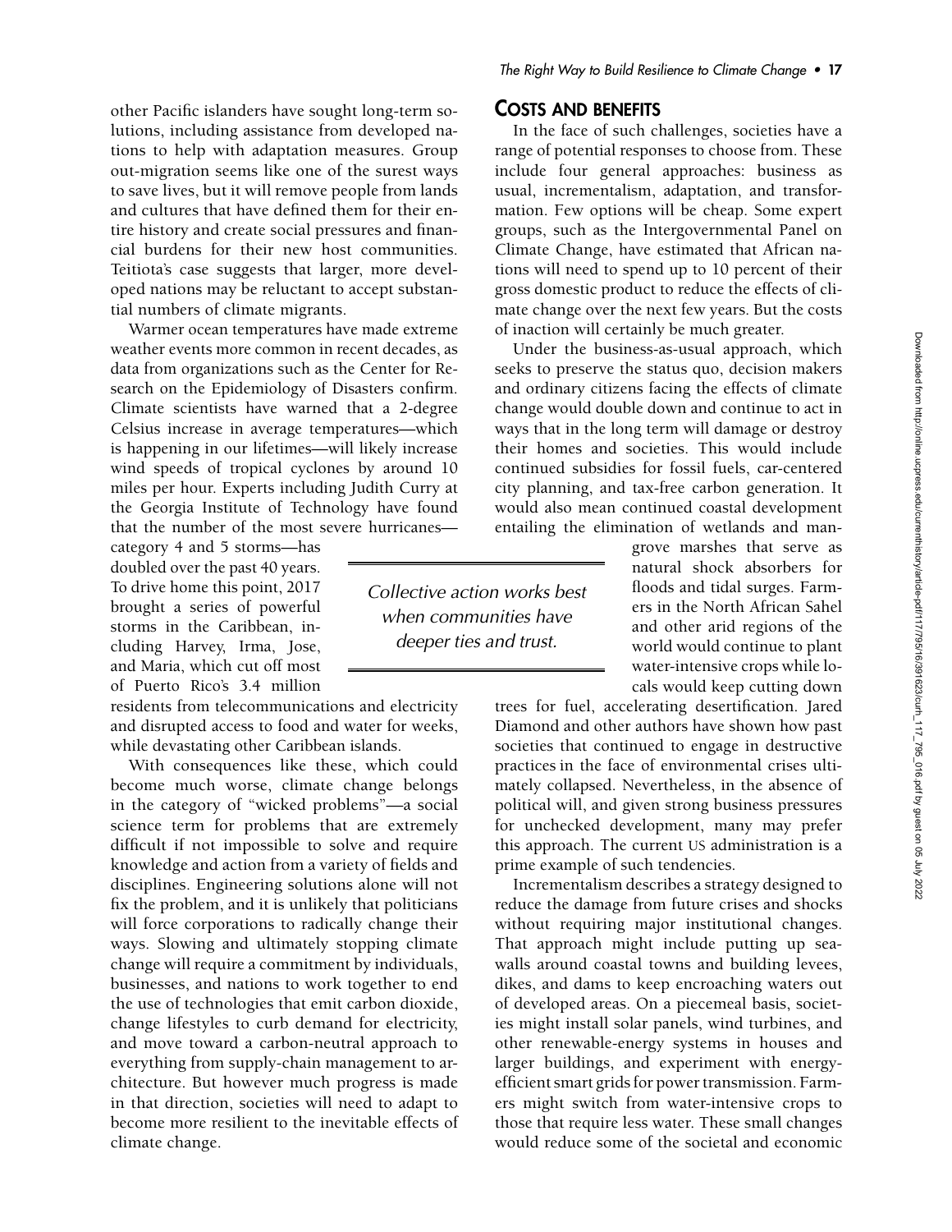other Pacific islanders have sought long-term solutions, including assistance from developed nations to help with adaptation measures. Group out-migration seems like one of the surest ways to save lives, but it will remove people from lands and cultures that have defined them for their entire history and create social pressures and financial burdens for their new host communities. Teitiota's case suggests that larger, more developed nations may be reluctant to accept substantial numbers of climate migrants.

Warmer ocean temperatures have made extreme weather events more common in recent decades, as data from organizations such as the Center for Research on the Epidemiology of Disasters confirm. Climate scientists have warned that a 2-degree Celsius increase in average temperatures—which is happening in our lifetimes—will likely increase wind speeds of tropical cyclones by around 10 miles per hour. Experts including Judith Curry at the Georgia Institute of Technology have found that the number of the most severe hurricanes—category 4 and 5 storms—has doubled over the past 40 years. To drive home this point, 2017 brought a series of powerful storms in the Caribbean, including Harvey, Irma, Jose, and Maria, which cut off most of Puerto Rico's 3.4 million residents from telecommunications and electricity and disrupted access to food and water for weeks, while devastating other Caribbean islands.

With consequences like these, which could become much worse, climate change belongs in the category of "wicked problems"—a social science term for problems that are extremely difficult if not impossible to solve and require knowledge and action from a variety of fields and disciplines. Engineering solutions alone will not fix the problem, and it is unlikely that politicians will force corporations to radically change their ways. Slowing and ultimately stopping climate change will require a commitment by individuals, businesses, and nations to work together to end the use of technologies that emit carbon dioxide, change lifestyles to curb demand for electricity, and move toward a carbon-neutral approach to everything from supply-chain management to architecture. But however much progress is made in that direction, societies will need to adapt to become more resilient to the inevitable effects of climate change.

## COSTS AND BENEFITS

In the face of such challenges, societies have a range of potential responses to choose from. These include four general approaches: business as usual, incrementalism, adaptation, and transformation. Few options will be cheap. Some expert groups, such as the Intergovernmental Panel on Climate Change, have estimated that African nations will need to spend up to 10 percent of their gross domestic product to reduce the effects of climate change over the next few years. But the costs of inaction will certainly be much greater.

Under the business-as-usual approach, which seeks to preserve the status quo, decision makers and ordinary citizens facing the effects of climate change would double down and continue to act in ways that in the long term will damage or destroy their homes and societies. This would include continued subsidies for fossil fuels, car-centered city planning, and tax-free carbon generation. It would also mean continued coastal development entailing the elimination of wetlands and mangrove marshes that serve as natural shock absorbers for floods and tidal surges. Farmers in the North African Sahel and other arid regions of the world would continue to plant water-intensive crops while locals would keep cutting down trees for fuel, accelerating desertification. Jared Diamond and other authors have shown how past societies that continued to engage in destructive practices in the face of environmental crises ultimately collapsed. Nevertheless, in the absence of political will, and given strong business pressures for unchecked development, many may prefer this approach. The current US administration is a prime example of such tendencies.

*Collective action works best when communities have deeper ties and trust.*

Incrementalism describes a strategy designed to reduce the damage from future crises and shocks without requiring major institutional changes. That approach might include putting up seawalls around coastal towns and building levees, dikes, and dams to keep encroaching waters out of developed areas. On a piecemeal basis, societies might install solar panels, wind turbines, and other renewable-energy systems in houses and larger buildings, and experiment with energy-efficient smart grids for power transmission. Farmers might switch from water-intensive crops to those that require less water. These small changes would reduce some of the societal and economic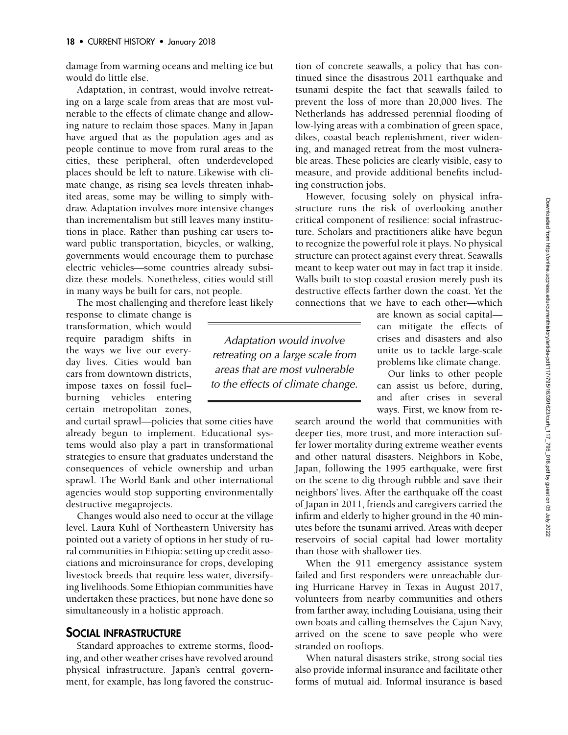damage from warming oceans and melting ice but would do little else.

Adaptation, in contrast, would involve retreating on a large scale from areas that are most vulnerable to the effects of climate change and allowing nature to reclaim those spaces. Many in Japan have argued that as the population ages and as people continue to move from rural areas to the cities, these peripheral, often underdeveloped places should be left to nature. Likewise with climate change, as rising sea levels threaten inhabited areas, some may be willing to simply withdraw. Adaptation involves more intensive changes than incrementalism but still leaves many institutions in place. Rather than pushing car users toward public transportation, bicycles, or walking, governments would encourage them to purchase electric vehicles—some countries already subsidize these models. Nonetheless, cities would still in many ways be built for cars, not people.

The most challenging and therefore least likely response to climate change is transformation, which would require paradigm shifts in the ways we live our everyday lives. Cities would ban cars from downtown districts, impose taxes on fossil fuel–burning vehicles entering certain metropolitan zones, and curtail sprawl—policies that some cities have already begun to implement. Educational systems would also play a part in transformational strategies to ensure that graduates understand the consequences of vehicle ownership and urban sprawl. The World Bank and other international agencies would stop supporting environmentally destructive megaprojects.

> *Adaptation would involve retreating on a large scale from areas that are most vulnerable to the effects of climate change.*

Changes would also need to occur at the village level. Laura Kuhl of Northeastern University has pointed out a variety of options in her study of rural communities in Ethiopia: setting up credit associations and microinsurance for crops, developing livestock breeds that require less water, diversifying livelihoods. Some Ethiopian communities have undertaken these practices, but none have done so simultaneously in a holistic approach.

## SOCIAL INFRASTRUCTURE

Standard approaches to extreme storms, flooding, and other weather crises have revolved around physical infrastructure. Japan's central government, for example, has long favored the construction of concrete seawalls, a policy that has continued since the disastrous 2011 earthquake and tsunami despite the fact that seawalls failed to prevent the loss of more than 20,000 lives. The Netherlands has addressed perennial flooding of low-lying areas with a combination of green space, dikes, coastal beach replenishment, river widening, and managed retreat from the most vulnerable areas. These policies are clearly visible, easy to measure, and provide additional benefits including construction jobs.

However, focusing solely on physical infrastructure runs the risk of overlooking another critical component of resilience: social infrastructure. Scholars and practitioners alike have begun to recognize the powerful role it plays. No physical structure can protect against every threat. Seawalls meant to keep water out may in fact trap it inside. Walls built to stop coastal erosion merely push its destructive effects farther down the coast. Yet the connections that we have to each other—which are known as social capital—can mitigate the effects of crises and disasters and also unite us to tackle large-scale problems like climate change.

Our links to other people can assist us before, during, and after crises in several ways. First, we know from research around the world that communities with deeper ties, more trust, and more interaction suffer lower mortality during extreme weather events and other natural disasters. Neighbors in Kobe, Japan, following the 1995 earthquake, were first on the scene to dig through rubble and save their neighbors' lives. After the earthquake off the coast of Japan in 2011, friends and caregivers carried the infirm and elderly to higher ground in the 40 minutes before the tsunami arrived. Areas with deeper reservoirs of social capital had lower mortality than those with shallower ties.

When the 911 emergency assistance system failed and first responders were unreachable during Hurricane Harvey in Texas in August 2017, volunteers from nearby communities and others from farther away, including Louisiana, using their own boats and calling themselves the Cajun Navy, arrived on the scene to save people who were stranded on rooftops.

When natural disasters strike, strong social ties also provide informal insurance and facilitate other forms of mutual aid. Informal insurance is based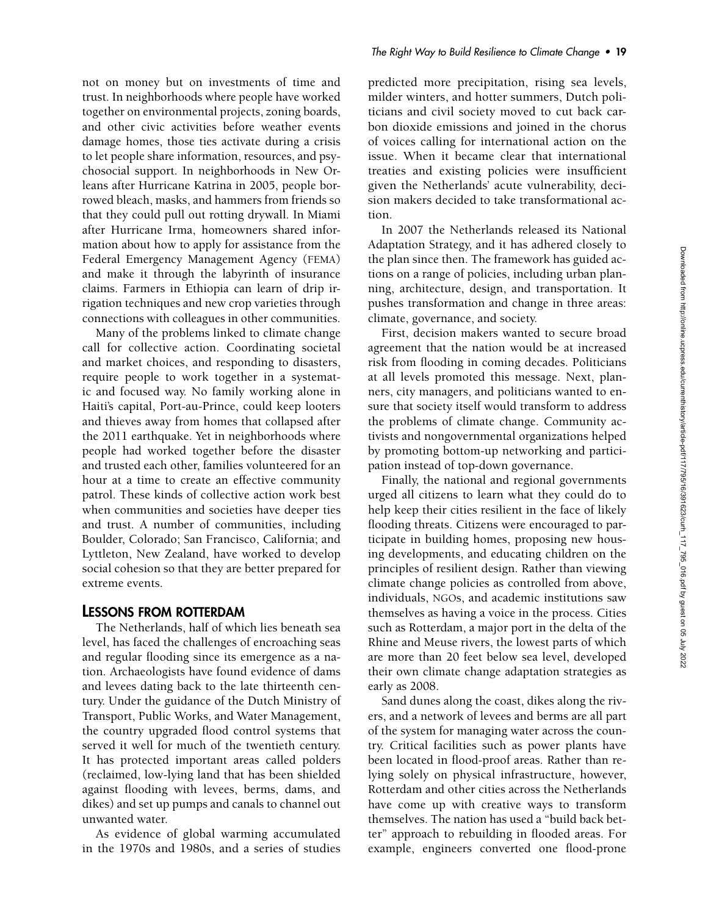not on money but on investments of time and trust. In neighborhoods where people have worked together on environmental projects, zoning boards, and other civic activities before weather events damage homes, those ties activate during a crisis to let people share information, resources, and psychosocial support. In neighborhoods in New Orleans after Hurricane Katrina in 2005, people borrowed bleach, masks, and hammers from friends so that they could pull out rotting drywall. In Miami after Hurricane Irma, homeowners shared information about how to apply for assistance from the Federal Emergency Management Agency (FEMA) and make it through the labyrinth of insurance claims. Farmers in Ethiopia can learn of drip irrigation techniques and new crop varieties through connections with colleagues in other communities.

Many of the problems linked to climate change call for collective action. Coordinating societal and market choices, and responding to disasters, require people to work together in a systematic and focused way. No family working alone in Haiti's capital, Port-au-Prince, could keep looters and thieves away from homes that collapsed after the 2011 earthquake. Yet in neighborhoods where people had worked together before the disaster and trusted each other, families volunteered for an hour at a time to create an effective community patrol. These kinds of collective action work best when communities and societies have deeper ties and trust. A number of communities, including Boulder, Colorado; San Francisco, California; and Lyttleton, New Zealand, have worked to develop social cohesion so that they are better prepared for extreme events.

## LESSONS FROM ROTTERDAM

The Netherlands, half of which lies beneath sea level, has faced the challenges of encroaching seas and regular flooding since its emergence as a nation. Archaeologists have found evidence of dams and levees dating back to the late thirteenth century. Under the guidance of the Dutch Ministry of Transport, Public Works, and Water Management, the country upgraded flood control systems that served it well for much of the twentieth century. It has protected important areas called polders (reclaimed, low-lying land that has been shielded against flooding with levees, berms, dams, and dikes) and set up pumps and canals to channel out unwanted water.

As evidence of global warming accumulated in the 1970s and 1980s, and a series of studies predicted more precipitation, rising sea levels, milder winters, and hotter summers, Dutch politicians and civil society moved to cut back carbon dioxide emissions and joined in the chorus of voices calling for international action on the issue. When it became clear that international treaties and existing policies were insufficient given the Netherlands' acute vulnerability, decision makers decided to take transformational action.

In 2007 the Netherlands released its National Adaptation Strategy, and it has adhered closely to the plan since then. The framework has guided actions on a range of policies, including urban planning, architecture, design, and transportation. It pushes transformation and change in three areas: climate, governance, and society.

First, decision makers wanted to secure broad agreement that the nation would be at increased risk from flooding in coming decades. Politicians at all levels promoted this message. Next, planners, city managers, and politicians wanted to ensure that society itself would transform to address the problems of climate change. Community activists and nongovernmental organizations helped by promoting bottom-up networking and participation instead of top-down governance.

Finally, the national and regional governments urged all citizens to learn what they could do to help keep their cities resilient in the face of likely flooding threats. Citizens were encouraged to participate in building homes, proposing new housing developments, and educating children on the principles of resilient design. Rather than viewing climate change policies as controlled from above, individuals, NGOs, and academic institutions saw themselves as having a voice in the process. Cities such as Rotterdam, a major port in the delta of the Rhine and Meuse rivers, the lowest parts of which are more than 20 feet below sea level, developed their own climate change adaptation strategies as early as 2008.

Sand dunes along the coast, dikes along the rivers, and a network of levees and berms are all part of the system for managing water across the country. Critical facilities such as power plants have been located in flood-proof areas. Rather than relying solely on physical infrastructure, however, Rotterdam and other cities across the Netherlands have come up with creative ways to transform themselves. The nation has used a "build back better" approach to rebuilding in flooded areas. For example, engineers converted one flood-prone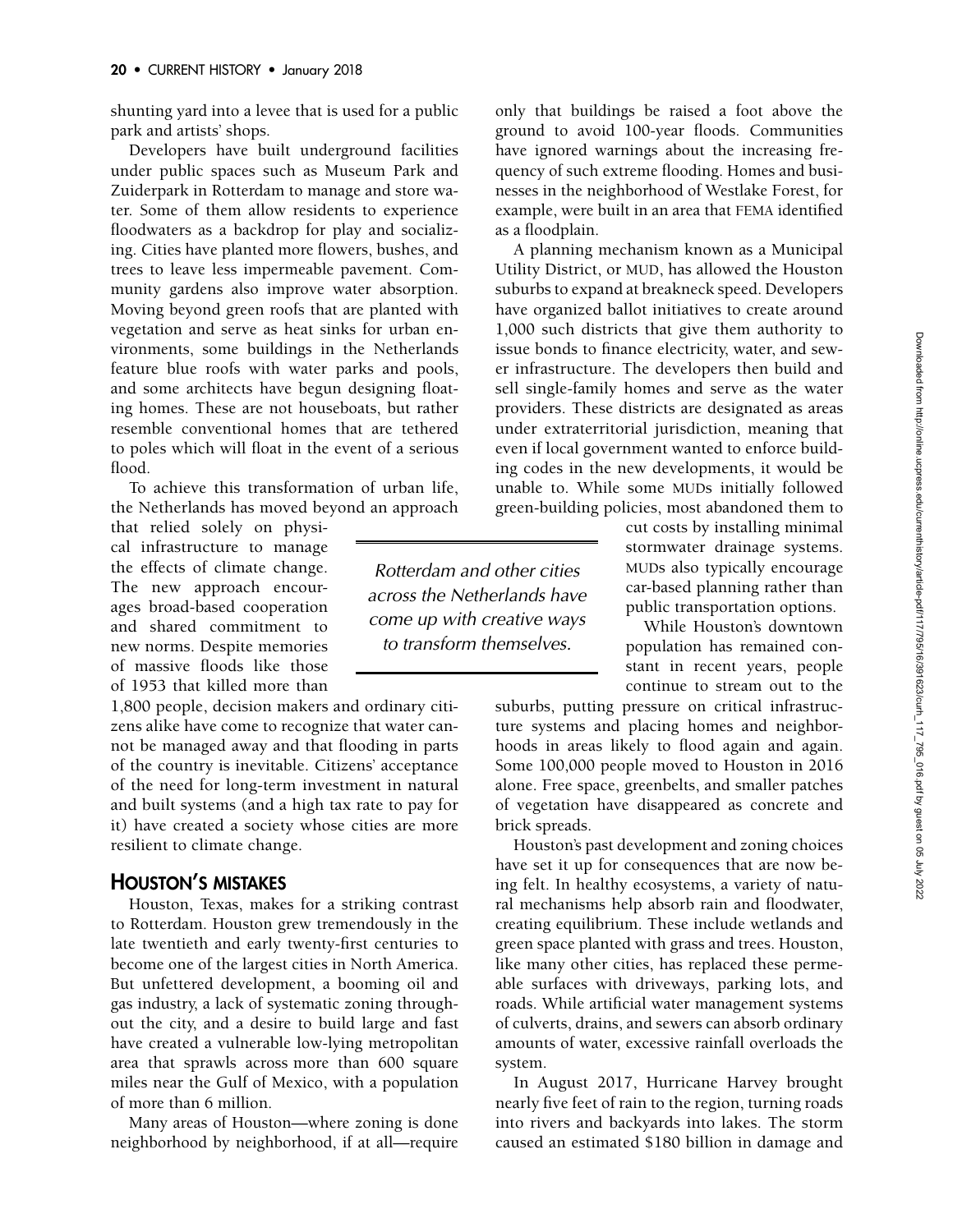shunting yard into a levee that is used for a public park and artists' shops.

Developers have built underground facilities under public spaces such as Museum Park and Zuiderpark in Rotterdam to manage and store water. Some of them allow residents to experience floodwaters as a backdrop for play and socializing. Cities have planted more flowers, bushes, and trees to leave less impermeable pavement. Community gardens also improve water absorption. Moving beyond green roofs that are planted with vegetation and serve as heat sinks for urban environments, some buildings in the Netherlands feature blue roofs with water parks and pools, and some architects have begun designing floating homes. These are not houseboats, but rather resemble conventional homes that are tethered to poles which will float in the event of a serious flood.

To achieve this transformation of urban life, the Netherlands has moved beyond an approach that relied solely on physical infrastructure to manage the effects of climate change. The new approach encourages broad-based cooperation and shared commitment to new norms. Despite memories of massive floods like those of 1953 that killed more than 1,800 people, decision makers and ordinary citizens alike have come to recognize that water cannot be managed away and that flooding in parts of the country is inevitable. Citizens' acceptance of the need for long-term investment in natural and built systems (and a high tax rate to pay for it) have created a society whose cities are more resilient to climate change.

*Rotterdam and other cities across the Netherlands have come up with creative ways to transform themselves.*

## Houston's Mistakes

Houston, Texas, makes for a striking contrast to Rotterdam. Houston grew tremendously in the late twentieth and early twenty-first centuries to become one of the largest cities in North America. But unfettered development, a booming oil and gas industry, a lack of systematic zoning throughout the city, and a desire to build large and fast have created a vulnerable low-lying metropolitan area that sprawls across more than 600 square miles near the Gulf of Mexico, with a population of more than 6 million.

Many areas of Houston—where zoning is done neighborhood by neighborhood, if at all—require only that buildings be raised a foot above the ground to avoid 100-year floods. Communities have ignored warnings about the increasing frequency of such extreme flooding. Homes and businesses in the neighborhood of Westlake Forest, for example, were built in an area that FEMA identified as a floodplain.

A planning mechanism known as a Municipal Utility District, or MUD, has allowed the Houston suburbs to expand at breakneck speed. Developers have organized ballot initiatives to create around 1,000 such districts that give them authority to issue bonds to finance electricity, water, and sewer infrastructure. The developers then build and sell single-family homes and serve as the water providers. These districts are designated as areas under extraterritorial jurisdiction, meaning that even if local government wanted to enforce building codes in the new developments, it would be unable to. While some MUDs initially followed green-building policies, most abandoned them to cut costs by installing minimal stormwater drainage systems. MUDs also typically encourage car-based planning rather than public transportation options.

While Houston's downtown population has remained constant in recent years, people continue to stream out to the suburbs, putting pressure on critical infrastructure systems and placing homes and neighborhoods in areas likely to flood again and again. Some 100,000 people moved to Houston in 2016 alone. Free space, greenbelts, and smaller patches of vegetation have disappeared as concrete and brick spreads.

Houston's past development and zoning choices have set it up for consequences that are now being felt. In healthy ecosystems, a variety of natural mechanisms help absorb rain and floodwater, creating equilibrium. These include wetlands and green space planted with grass and trees. Houston, like many other cities, has replaced these permeable surfaces with driveways, parking lots, and roads. While artificial water management systems of culverts, drains, and sewers can absorb ordinary amounts of water, excessive rainfall overloads the system.

In August 2017, Hurricane Harvey brought nearly five feet of rain to the region, turning roads into rivers and backyards into lakes. The storm caused an estimated $180 billion in damage and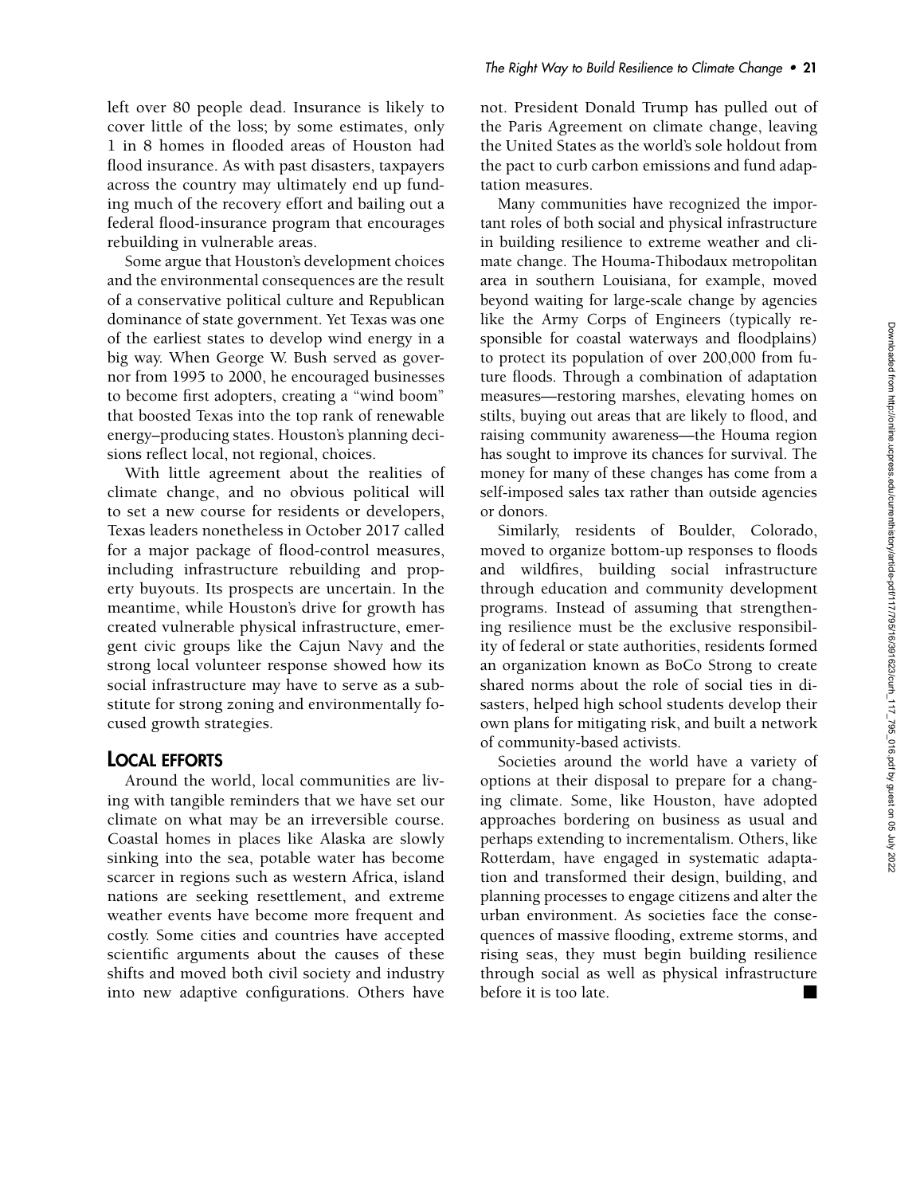left over 80 people dead. Insurance is likely to cover little of the loss; by some estimates, only 1 in 8 homes in flooded areas of Houston had flood insurance. As with past disasters, taxpayers across the country may ultimately end up funding much of the recovery effort and bailing out a federal flood-insurance program that encourages rebuilding in vulnerable areas.

Some argue that Houston's development choices and the environmental consequences are the result of a conservative political culture and Republican dominance of state government. Yet Texas was one of the earliest states to develop wind energy in a big way. When George W. Bush served as governor from 1995 to 2000, he encouraged businesses to become first adopters, creating a "wind boom" that boosted Texas into the top rank of renewable energy–producing states. Houston's planning decisions reflect local, not regional, choices.

With little agreement about the realities of climate change, and no obvious political will to set a new course for residents or developers, Texas leaders nonetheless in October 2017 called for a major package of flood-control measures, including infrastructure rebuilding and property buyouts. Its prospects are uncertain. In the meantime, while Houston's drive for growth has created vulnerable physical infrastructure, emergent civic groups like the Cajun Navy and the strong local volunteer response showed how its social infrastructure may have to serve as a substitute for strong zoning and environmentally focused growth strategies.

## LOCAL EFFORTS

Around the world, local communities are living with tangible reminders that we have set our climate on what may be an irreversible course. Coastal homes in places like Alaska are slowly sinking into the sea, potable water has become scarcer in regions such as western Africa, island nations are seeking resettlement, and extreme weather events have become more frequent and costly. Some cities and countries have accepted scientific arguments about the causes of these shifts and moved both civil society and industry into new adaptive configurations. Others have not. President Donald Trump has pulled out of the Paris Agreement on climate change, leaving the United States as the world's sole holdout from the pact to curb carbon emissions and fund adaptation measures.

Many communities have recognized the important roles of both social and physical infrastructure in building resilience to extreme weather and climate change. The Houma-Thibodaux metropolitan area in southern Louisiana, for example, moved beyond waiting for large-scale change by agencies like the Army Corps of Engineers (typically responsible for coastal waterways and floodplains) to protect its population of over 200,000 from future floods. Through a combination of adaptation measures—restoring marshes, elevating homes on stilts, buying out areas that are likely to flood, and raising community awareness—the Houma region has sought to improve its chances for survival. The money for many of these changes has come from a self-imposed sales tax rather than outside agencies or donors.

Similarly, residents of Boulder, Colorado, moved to organize bottom-up responses to floods and wildfires, building social infrastructure through education and community development programs. Instead of assuming that strengthening resilience must be the exclusive responsibility of federal or state authorities, residents formed an organization known as BoCo Strong to create shared norms about the role of social ties in disasters, helped high school students develop their own plans for mitigating risk, and built a network of community-based activists.

Societies around the world have a variety of options at their disposal to prepare for a changing climate. Some, like Houston, have adopted approaches bordering on business as usual and perhaps extending to incrementalism. Others, like Rotterdam, have engaged in systematic adaptation and transformed their design, building, and planning processes to engage citizens and alter the urban environment. As societies face the consequences of massive flooding, extreme storms, and rising seas, they must begin building resilience through social as well as physical infrastructure before it is too late. ■